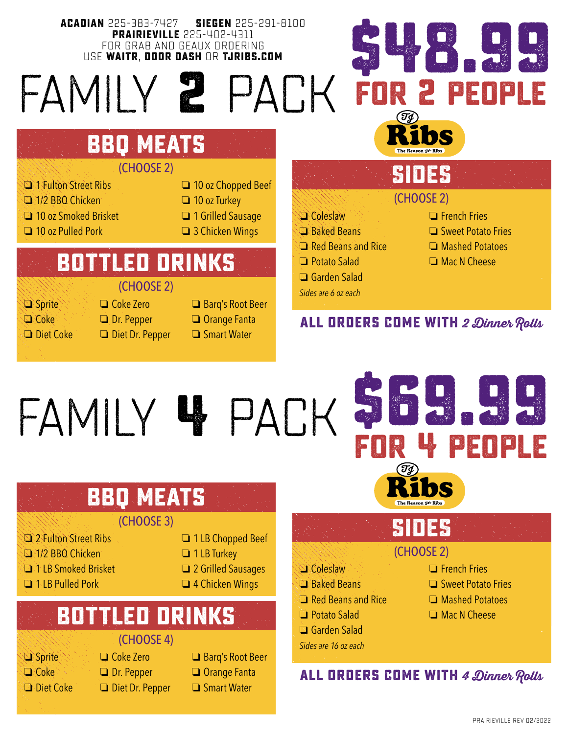**ACADIAN** 225-383-7427 **SIEGEN** 225-291-8100
**PRAIRIEVILLE** 225-402-4311
FOR GRAB AND GEAUX ORDERING
USE **WAITR**, **DOOR DASH** OR **TJRIBS.COM**

# FAMILY 2 PACK

## $48.99 FOR 2 PEOPLE

TJ Ribs — The Reason for Ribs

### BBQ MEATS

(CHOOSE 2)

- ❑ 1 Fulton Street Ribs
- ❑ 1/2 BBQ Chicken
- ❑ 10 oz Smoked Brisket
- ❑ 10 oz Pulled Pork
- ❑ 10 oz Chopped Beef
- ❑ 10 oz Turkey
- ❑ 1 Grilled Sausage
- ❑ 3 Chicken Wings

### BOTTLED DRINKS

(CHOOSE 2)

- ❑ Sprite
- ❑ Coke
- ❑ Diet Coke
- ❑ Coke Zero
- ❑ Dr. Pepper
- ❑ Diet Dr. Pepper
- ❑ Barq's Root Beer
- ❑ Orange Fanta
- ❑ Smart Water

### SIDES

(CHOOSE 2)

- ❑ Coleslaw
- ❑ Baked Beans
- ❑ Red Beans and Rice
- ❑ Potato Salad
- ❑ Garden Salad
- ❑ French Fries
- ❑ Sweet Potato Fries
- ❑ Mashed Potatoes
- ❑ Mac N Cheese

*Sides are 6 oz each*

**ALL ORDERS COME WITH** *2 Dinner Rolls*

# FAMILY 4 PACK

## $69.99 FOR 4 PEOPLE

TJ Ribs — The Reason for Ribs

### BBQ MEATS

(CHOOSE 3)

- ❑ 2 Fulton Street Ribs
- ❑ 1/2 BBQ Chicken
- ❑ 1 LB Smoked Brisket
- ❑ 1 LB Pulled Pork
- ❑ 1 LB Chopped Beef
- ❑ 1 LB Turkey
- ❑ 2 Grilled Sausages
- ❑ 4 Chicken Wings

### BOTTLED DRINKS

(CHOOSE 4)

- ❑ Sprite
- ❑ Coke
- ❑ Diet Coke
- ❑ Coke Zero
- ❑ Dr. Pepper
- ❑ Diet Dr. Pepper
- ❑ Barq's Root Beer
- ❑ Orange Fanta
- ❑ Smart Water

### SIDES

(CHOOSE 2)

- ❑ Coleslaw
- ❑ Baked Beans
- ❑ Red Beans and Rice
- ❑ Potato Salad
- ❑ Garden Salad
- ❑ French Fries
- ❑ Sweet Potato Fries
- ❑ Mashed Potatoes
- ❑ Mac N Cheese

*Sides are 16 oz each*

**ALL ORDERS COME WITH** *4 Dinner Rolls*

PRAIRIEVILLE REV 02/2022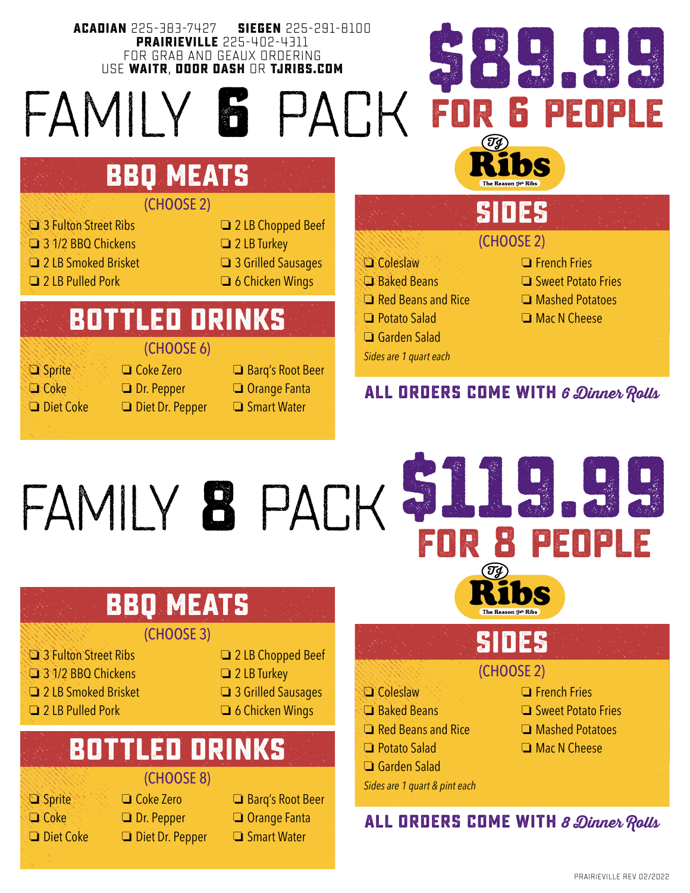**ACADIAN** 225-383-7427 **SIEGEN** 225-291-8100
**PRAIRIEVILLE** 225-402-4311
FOR GRAB AND GEAUX ORDERING
USE **WAITR**, **DOOR DASH** OR **TJRIBS.COM**

# FAMILY 6 PACK

# $89.99
## FOR 6 PEOPLE

TJ Ribs
The Reason for Ribs

## BBQ MEATS
(CHOOSE 2)

- ❑ 3 Fulton Street Ribs
- ❑ 3 1/2 BBQ Chickens
- ❑ 2 LB Smoked Brisket
- ❑ 2 LB Pulled Pork
- ❑ 2 LB Chopped Beef
- ❑ 2 LB Turkey
- ❑ 3 Grilled Sausages
- ❑ 6 Chicken Wings

## BOTTLED DRINKS
(CHOOSE 6)

- ❑ Sprite
- ❑ Coke
- ❑ Diet Coke
- ❑ Coke Zero
- ❑ Dr. Pepper
- ❑ Diet Dr. Pepper
- ❑ Barq's Root Beer
- ❑ Orange Fanta
- ❑ Smart Water

## SIDES
(CHOOSE 2)

- ❑ Coleslaw
- ❑ Baked Beans
- ❑ Red Beans and Rice
- ❑ Potato Salad
- ❑ Garden Salad
- ❑ French Fries
- ❑ Sweet Potato Fries
- ❑ Mashed Potatoes
- ❑ Mac N Cheese

*Sides are 1 quart each*

**ALL ORDERS COME WITH *6 Dinner Rolls***

# FAMILY 8 PACK

# $119.99
## FOR 8 PEOPLE

TJ Ribs
The Reason for Ribs

## BBQ MEATS
(CHOOSE 3)

- ❑ 3 Fulton Street Ribs
- ❑ 3 1/2 BBQ Chickens
- ❑ 2 LB Smoked Brisket
- ❑ 2 LB Pulled Pork
- ❑ 2 LB Chopped Beef
- ❑ 2 LB Turkey
- ❑ 3 Grilled Sausages
- ❑ 6 Chicken Wings

## BOTTLED DRINKS
(CHOOSE 8)

- ❑ Sprite
- ❑ Coke
- ❑ Diet Coke
- ❑ Coke Zero
- ❑ Dr. Pepper
- ❑ Diet Dr. Pepper
- ❑ Barq's Root Beer
- ❑ Orange Fanta
- ❑ Smart Water

## SIDES
(CHOOSE 2)

- ❑ Coleslaw
- ❑ Baked Beans
- ❑ Red Beans and Rice
- ❑ Potato Salad
- ❑ Garden Salad
- ❑ French Fries
- ❑ Sweet Potato Fries
- ❑ Mashed Potatoes
- ❑ Mac N Cheese

*Sides are 1 quart & pint each*

**ALL ORDERS COME WITH *8 Dinner Rolls***

PRAIRIEVILLE REV 02/2022